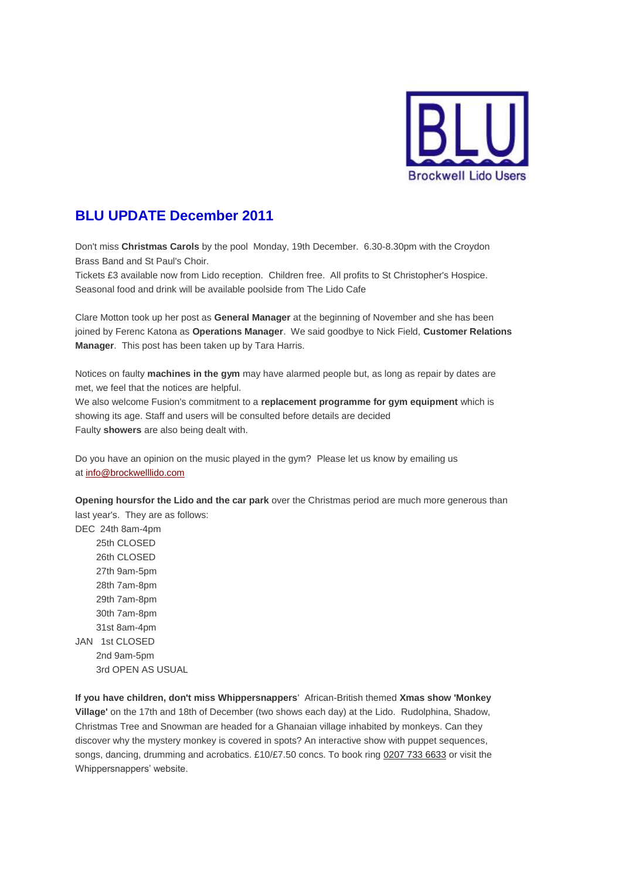# BLU UPDATE December 2011

Don't miss **Christmas Carols** by the pool Monday, 19th December. 6.30-8.30pm with the Croydon Brass Band and St Paul's Choir.
Tickets £3 available now from Lido reception. Children free. All profits to St Christopher's Hospice.
Seasonal food and drink will be available poolside from The Lido Cafe

Clare Motton took up her post as **General Manager** at the beginning of November and she has been joined by Ferenc Katona as **Operations Manager**. We said goodbye to Nick Field, **Customer Relations Manager**. This post has been taken up by Tara Harris.

Notices on faulty **machines in the gym** may have alarmed people but, as long as repair by dates are met, we feel that the notices are helpful.
We also welcome Fusion's commitment to a **replacement programme for gym equipment** which is showing its age. Staff and users will be consulted before details are decided
Faulty **showers** are also being dealt with.

Do you have an opinion on the music played in the gym? Please let us know by emailing us at info@brockwelllido.com

**Opening hoursfor the Lido and the car park** over the Christmas period are much more generous than last year's. They are as follows:

DEC 24th 8am-4pm
25th CLOSED
26th CLOSED
27th 9am-5pm
28th 7am-8pm
29th 7am-8pm
30th 7am-8pm
31st 8am-4pm
JAN 1st CLOSED
2nd 9am-5pm
3rd OPEN AS USUAL

**If you have children, don't miss Whippersnappers**' African-British themed **Xmas show 'Monkey Village'** on the 17th and 18th of December (two shows each day) at the Lido. Rudolphina, Shadow, Christmas Tree and Snowman are headed for a Ghanaian village inhabited by monkeys. Can they discover why the mystery monkey is covered in spots? An interactive show with puppet sequences, songs, dancing, drumming and acrobatics. £10/£7.50 concs. To book ring 0207 733 6633 or visit the Whippersnappers' website.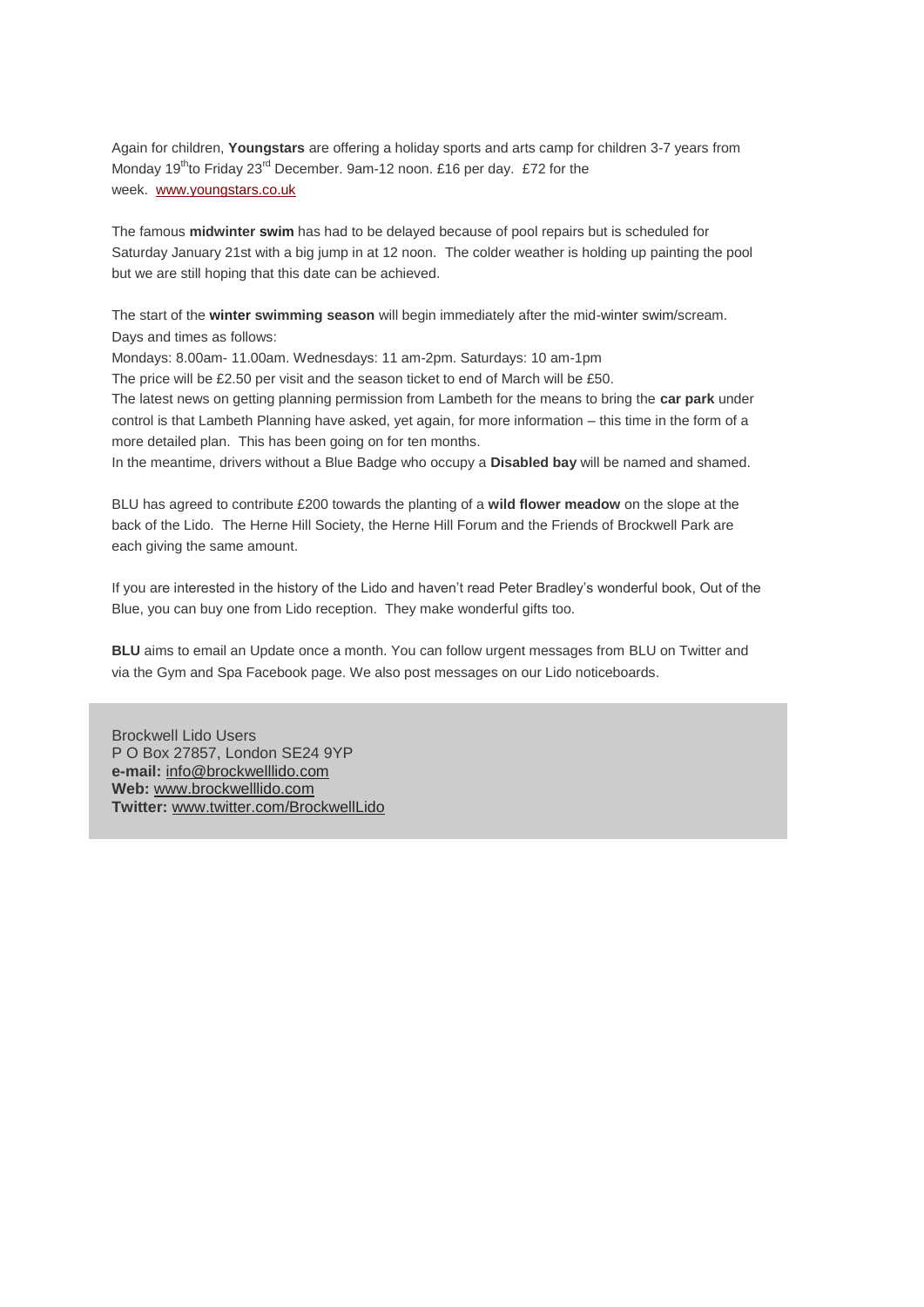Again for children, **Youngstars** are offering a holiday sports and arts camp for children 3-7 years from Monday 19th to Friday 23rd December. 9am-12 noon. £16 per day. £72 for the week. [www.youngstars.co.uk](http://www.youngstars.co.uk)

The famous **midwinter swim** has had to be delayed because of pool repairs but is scheduled for Saturday January 21st with a big jump in at 12 noon. The colder weather is holding up painting the pool but we are still hoping that this date can be achieved.

The start of the **winter swimming season** will begin immediately after the mid-winter swim/scream. Days and times as follows:

Mondays: 8.00am- 11.00am. Wednesdays: 11 am-2pm. Saturdays: 10 am-1pm

The price will be £2.50 per visit and the season ticket to end of March will be £50.

The latest news on getting planning permission from Lambeth for the means to bring the **car park** under control is that Lambeth Planning have asked, yet again, for more information – this time in the form of a more detailed plan. This has been going on for ten months.

In the meantime, drivers without a Blue Badge who occupy a **Disabled bay** will be named and shamed.

BLU has agreed to contribute £200 towards the planting of a **wild flower meadow** on the slope at the back of the Lido. The Herne Hill Society, the Herne Hill Forum and the Friends of Brockwell Park are each giving the same amount.

If you are interested in the history of the Lido and haven't read Peter Bradley's wonderful book, Out of the Blue, you can buy one from Lido reception. They make wonderful gifts too.

**BLU** aims to email an Update once a month. You can follow urgent messages from BLU on Twitter and via the Gym and Spa Facebook page. We also post messages on our Lido noticeboards.

Brockwell Lido Users
P O Box 27857, London SE24 9YP
**e-mail:** info@brockwelllido.com
**Web:** www.brockwelllido.com
**Twitter:** www.twitter.com/BrockwellLido